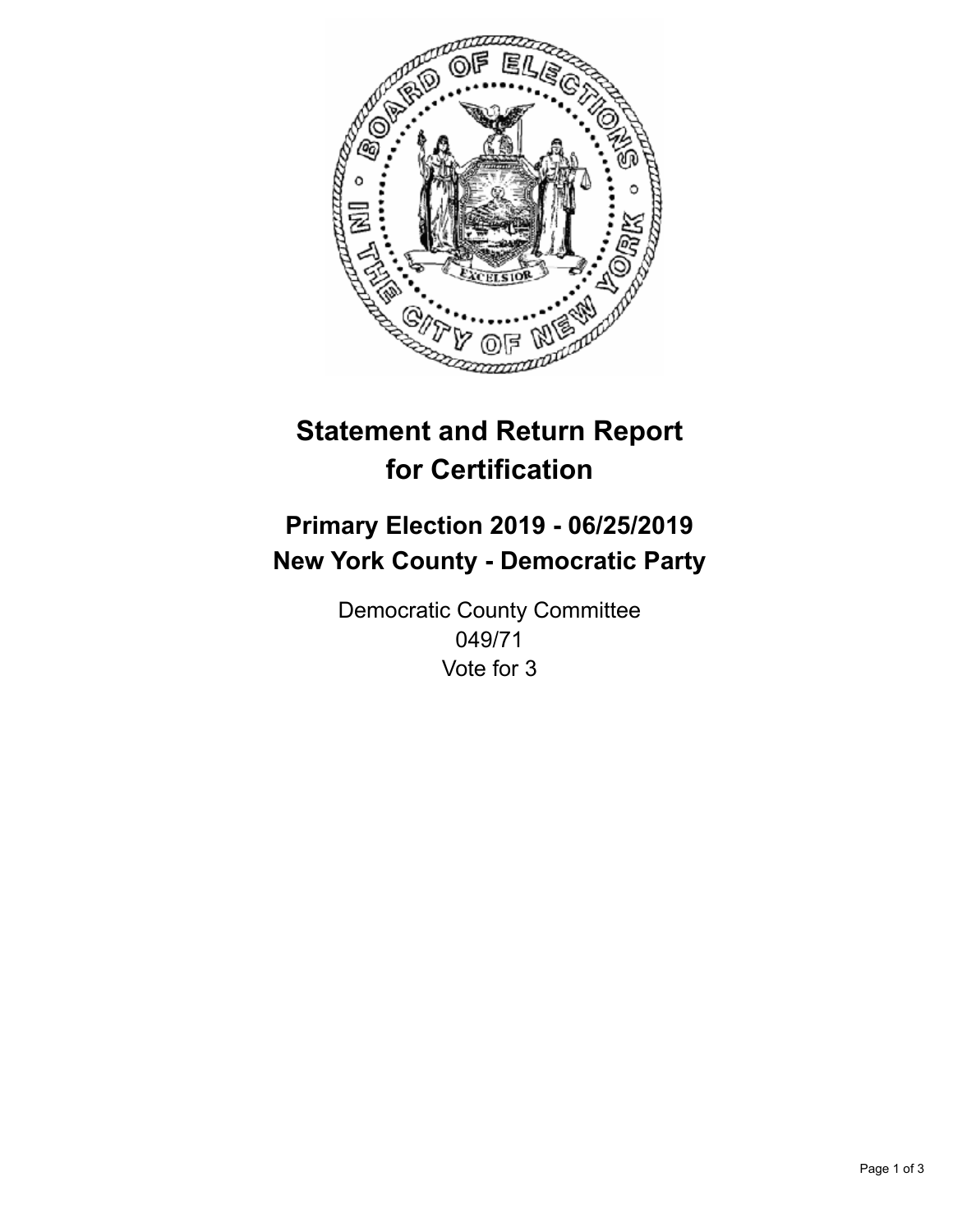# Statement and Return Report for Certification

## Primary Election 2019 - 06/25/2019
## New York County - Democratic Party

Democratic County Committee
049/71
Vote for 3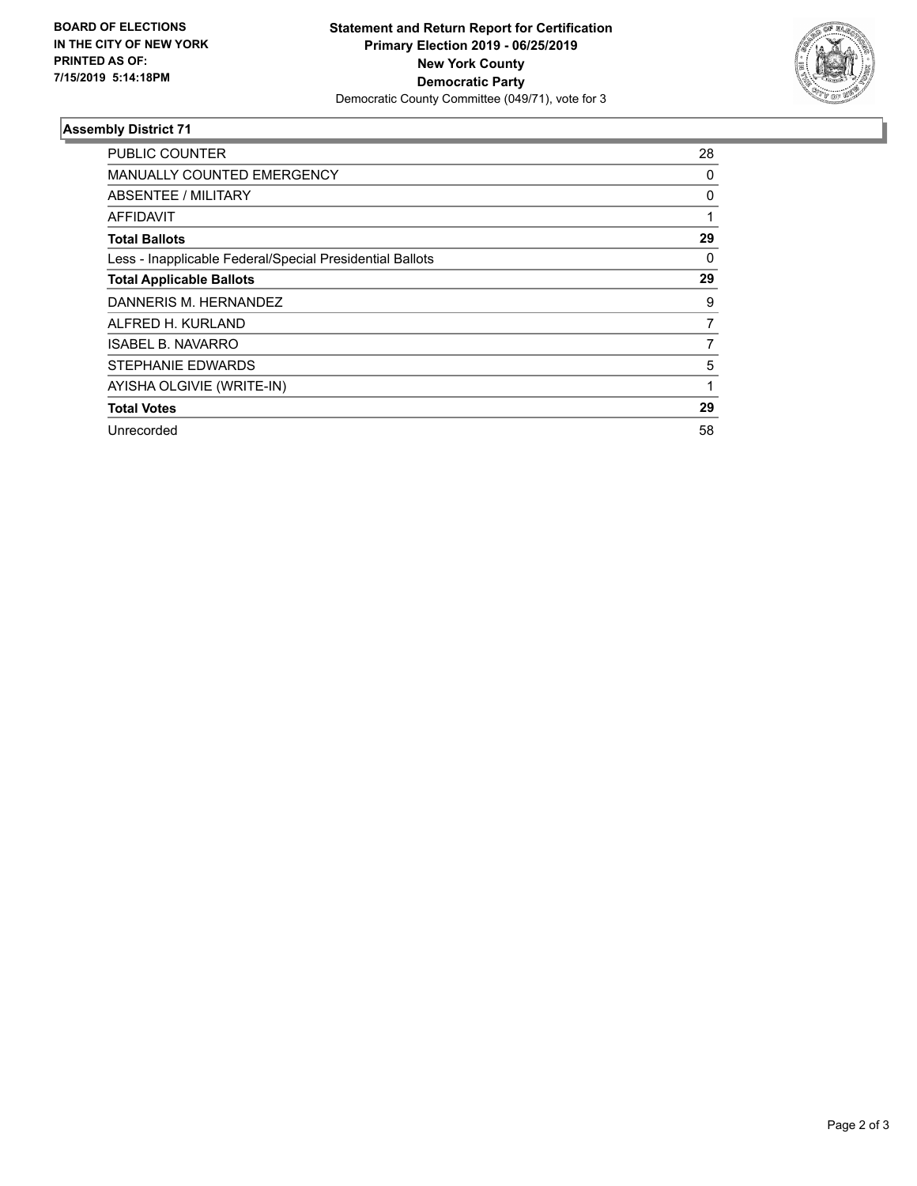**BOARD OF ELECTIONS IN THE CITY OF NEW YORK PRINTED AS OF: 7/15/2019 5:14:18PM**

**Statement and Return Report for Certification**
**Primary Election 2019 - 06/25/2019**
**New York County**
**Democratic Party**
Democratic County Committee (049/71), vote for 3

### Assembly District 71

| | |
|---|---|
| PUBLIC COUNTER | 28 |
| MANUALLY COUNTED EMERGENCY | 0 |
| ABSENTEE / MILITARY | 0 |
| AFFIDAVIT | 1 |
| **Total Ballots** | **29** |
| Less - Inapplicable Federal/Special Presidential Ballots | 0 |
| **Total Applicable Ballots** | **29** |
| DANNERIS M. HERNANDEZ | 9 |
| ALFRED H. KURLAND | 7 |
| ISABEL B. NAVARRO | 7 |
| STEPHANIE EDWARDS | 5 |
| AYISHA OLGIVIE (WRITE-IN) | 1 |
| **Total Votes** | **29** |
| Unrecorded | 58 |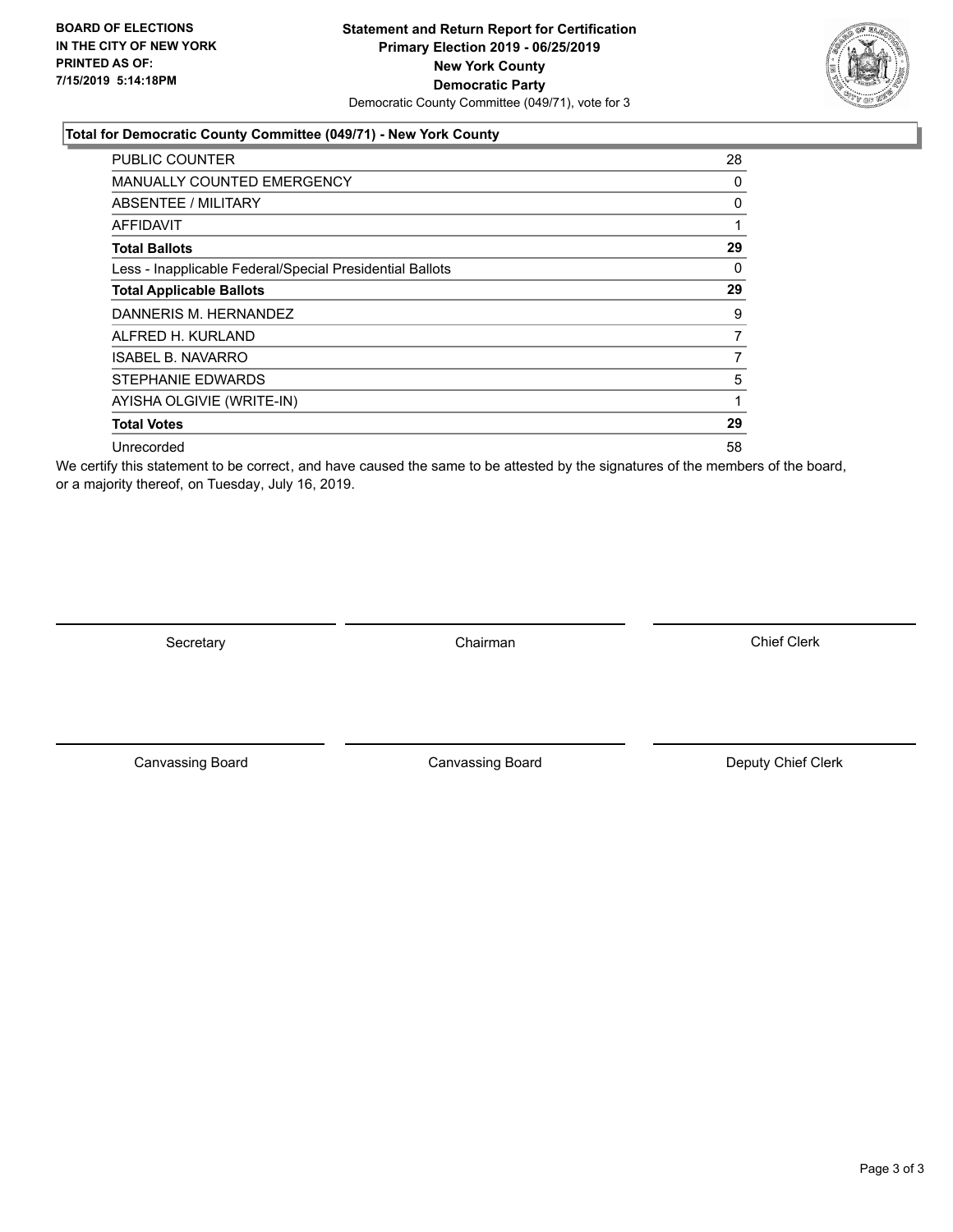**BOARD OF ELECTIONS IN THE CITY OF NEW YORK PRINTED AS OF: 7/15/2019 5:14:18PM**

**Statement and Return Report for Certification**
**Primary Election 2019 - 06/25/2019**
**New York County**
**Democratic Party**
Democratic County Committee (049/71), vote for 3

### Total for Democratic County Committee (049/71) - New York County

| | |
|---|---|
| PUBLIC COUNTER | 28 |
| MANUALLY COUNTED EMERGENCY | 0 |
| ABSENTEE / MILITARY | 0 |
| AFFIDAVIT | 1 |
| **Total Ballots** | **29** |
| Less - Inapplicable Federal/Special Presidential Ballots | 0 |
| **Total Applicable Ballots** | **29** |
| DANNERIS M. HERNANDEZ | 9 |
| ALFRED H. KURLAND | 7 |
| ISABEL B. NAVARRO | 7 |
| STEPHANIE EDWARDS | 5 |
| AYISHA OLGIVIE (WRITE-IN) | 1 |
| **Total Votes** | **29** |
| Unrecorded | 58 |

We certify this statement to be correct, and have caused the same to be attested by the signatures of the members of the board, or a majority thereof, on Tuesday, July 16, 2019.

Secretary

Chairman

Chief Clerk

Canvassing Board

Canvassing Board

Deputy Chief Clerk